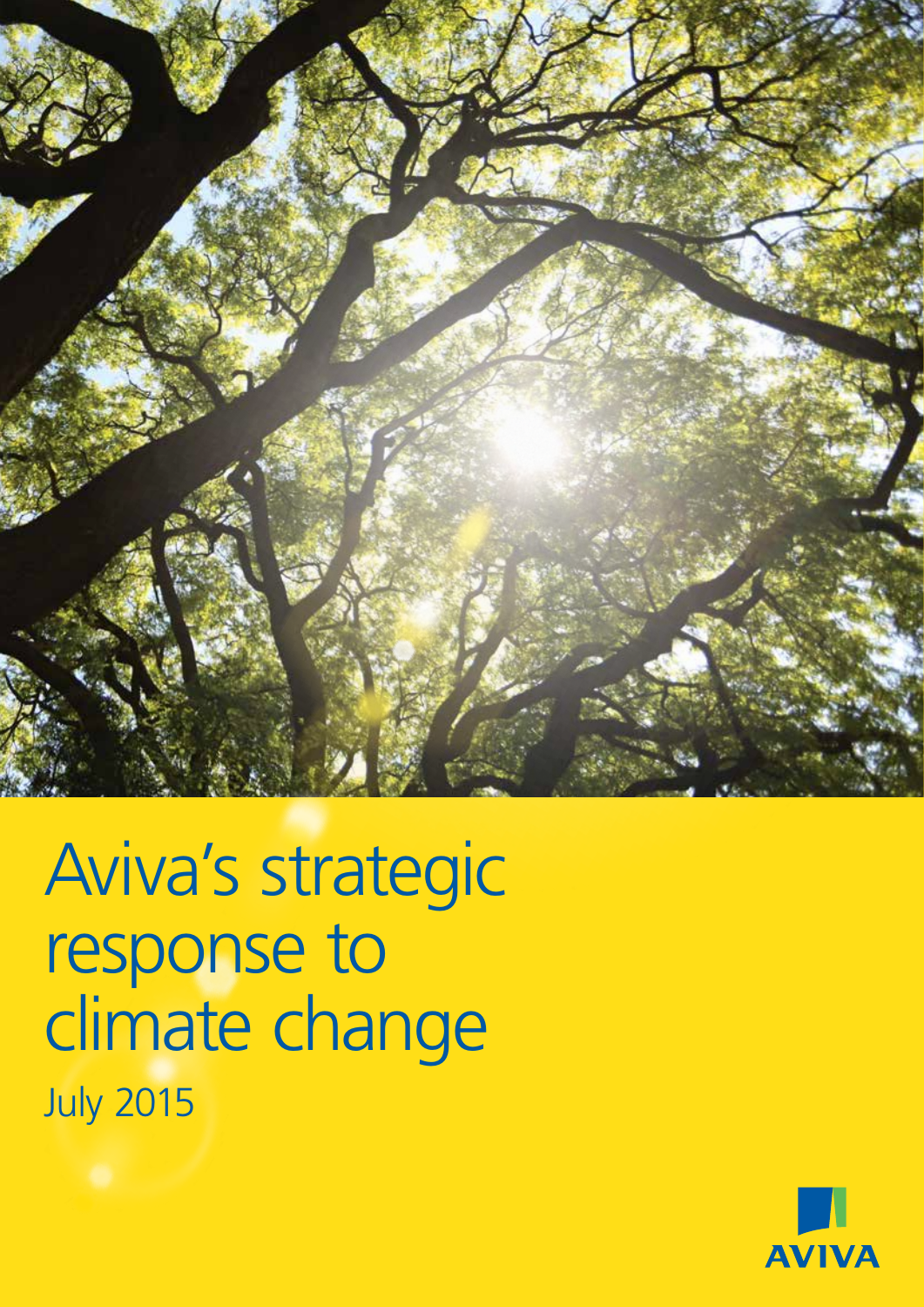# Aviva's strategic response to climate change

July 2015

AVIVA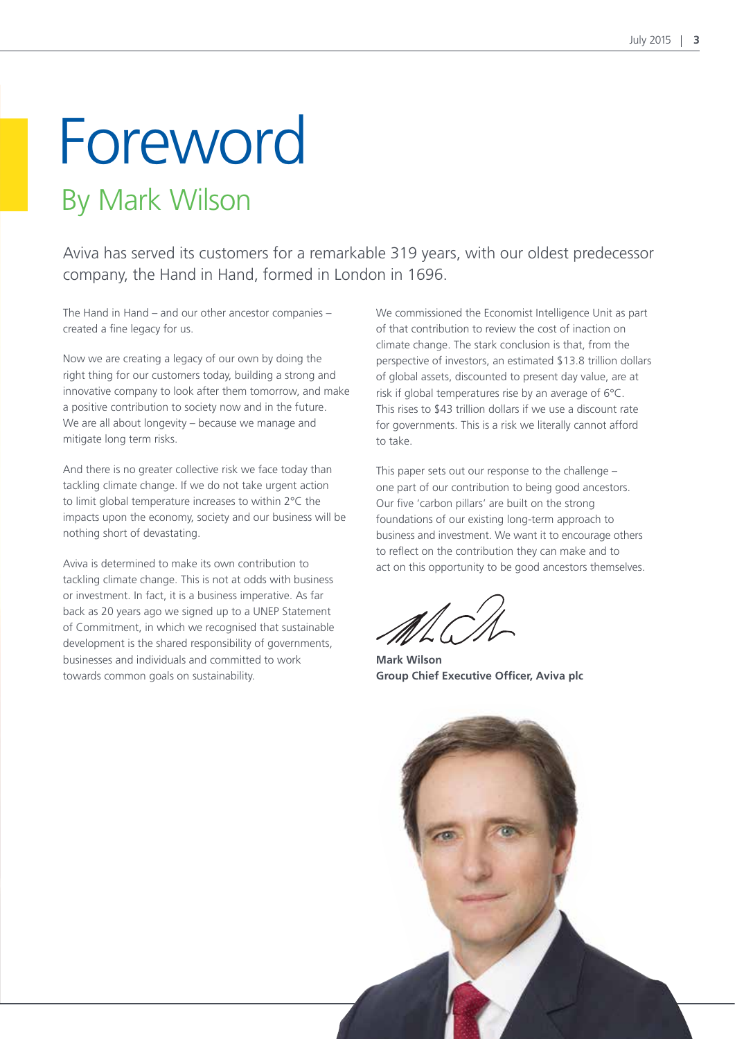# Foreword

## By Mark Wilson

Aviva has served its customers for a remarkable 319 years, with our oldest predecessor company, the Hand in Hand, formed in London in 1696.

The Hand in Hand – and our other ancestor companies – created a fine legacy for us.

Now we are creating a legacy of our own by doing the right thing for our customers today, building a strong and innovative company to look after them tomorrow, and make a positive contribution to society now and in the future. We are all about longevity – because we manage and mitigate long term risks.

And there is no greater collective risk we face today than tackling climate change. If we do not take urgent action to limit global temperature increases to within 2°C the impacts upon the economy, society and our business will be nothing short of devastating.

Aviva is determined to make its own contribution to tackling climate change. This is not at odds with business or investment. In fact, it is a business imperative. As far back as 20 years ago we signed up to a UNEP Statement of Commitment, in which we recognised that sustainable development is the shared responsibility of governments, businesses and individuals and committed to work towards common goals on sustainability.

We commissioned the Economist Intelligence Unit as part of that contribution to review the cost of inaction on climate change. The stark conclusion is that, from the perspective of investors, an estimated $13.8 trillion dollars of global assets, discounted to present day value, are at risk if global temperatures rise by an average of 6°C. This rises to $43 trillion dollars if we use a discount rate for governments. This is a risk we literally cannot afford to take.

This paper sets out our response to the challenge – one part of our contribution to being good ancestors. Our five 'carbon pillars' are built on the strong foundations of our existing long-term approach to business and investment. We want it to encourage others to reflect on the contribution they can make and to act on this opportunity to be good ancestors themselves.

**Mark Wilson**
**Group Chief Executive Officer, Aviva plc**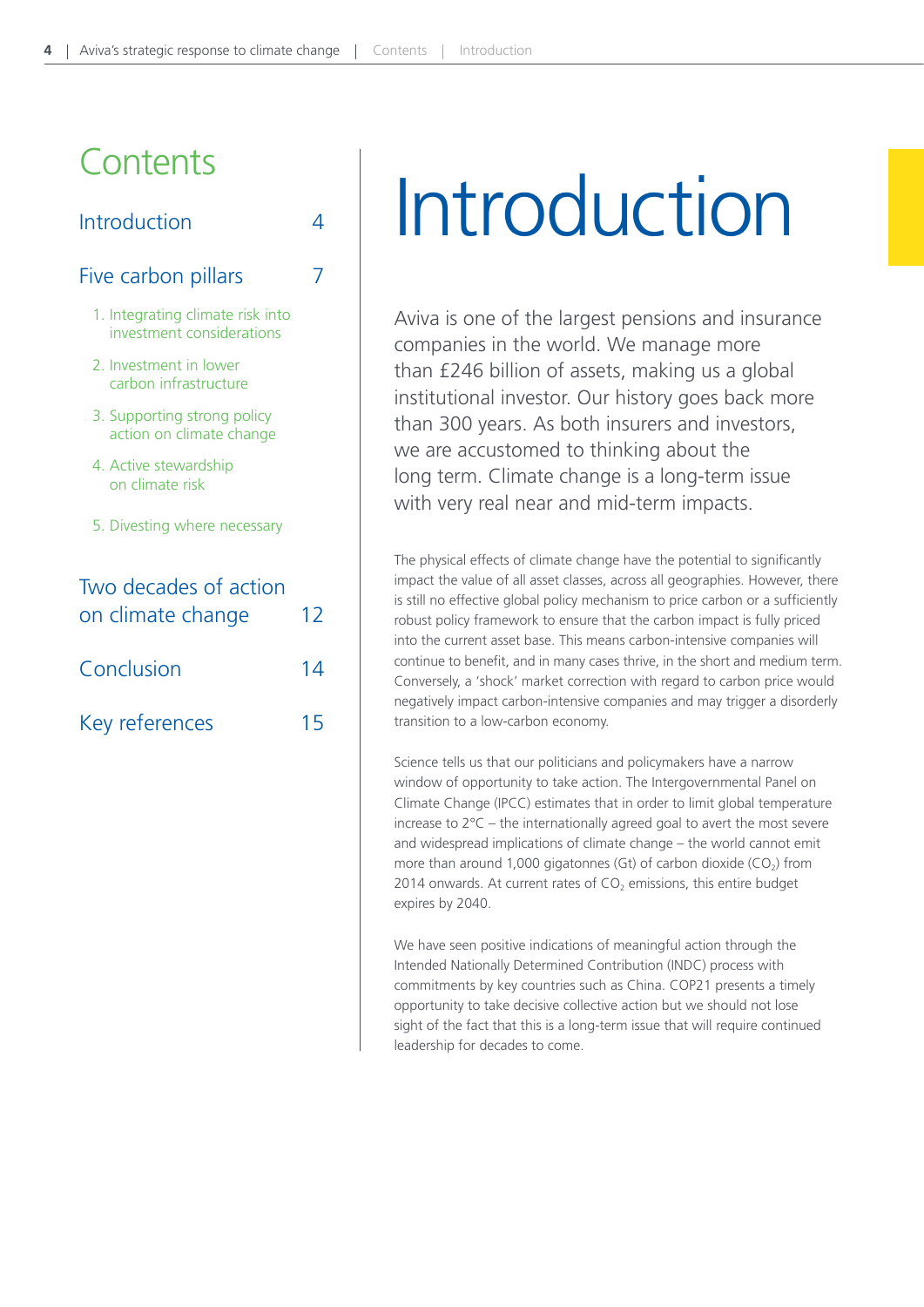# Contents

| | |
|---|---|
| Introduction | 4 |
| Five carbon pillars | 7 |
| 1. Integrating climate risk into investment considerations | |
| 2. Investment in lower carbon infrastructure | |
| 3. Supporting strong policy action on climate change | |
| 4. Active stewardship on climate risk | |
| 5. Divesting where necessary | |
| Two decades of action on climate change | 12 |
| Conclusion | 14 |
| Key references | 15 |

# Introduction

Aviva is one of the largest pensions and insurance companies in the world. We manage more than £246 billion of assets, making us a global institutional investor. Our history goes back more than 300 years. As both insurers and investors, we are accustomed to thinking about the long term. Climate change is a long-term issue with very real near and mid-term impacts.

The physical effects of climate change have the potential to significantly impact the value of all asset classes, across all geographies. However, there is still no effective global policy mechanism to price carbon or a sufficiently robust policy framework to ensure that the carbon impact is fully priced into the current asset base. This means carbon-intensive companies will continue to benefit, and in many cases thrive, in the short and medium term. Conversely, a 'shock' market correction with regard to carbon price would negatively impact carbon-intensive companies and may trigger a disorderly transition to a low-carbon economy.

Science tells us that our politicians and policymakers have a narrow window of opportunity to take action. The Intergovernmental Panel on Climate Change (IPCC) estimates that in order to limit global temperature increase to 2°C – the internationally agreed goal to avert the most severe and widespread implications of climate change – the world cannot emit more than around 1,000 gigatonnes (Gt) of carbon dioxide ($CO_2$) from 2014 onwards. At current rates of $CO_2$ emissions, this entire budget expires by 2040.

We have seen positive indications of meaningful action through the Intended Nationally Determined Contribution (INDC) process with commitments by key countries such as China. COP21 presents a timely opportunity to take decisive collective action but we should not lose sight of the fact that this is a long-term issue that will require continued leadership for decades to come.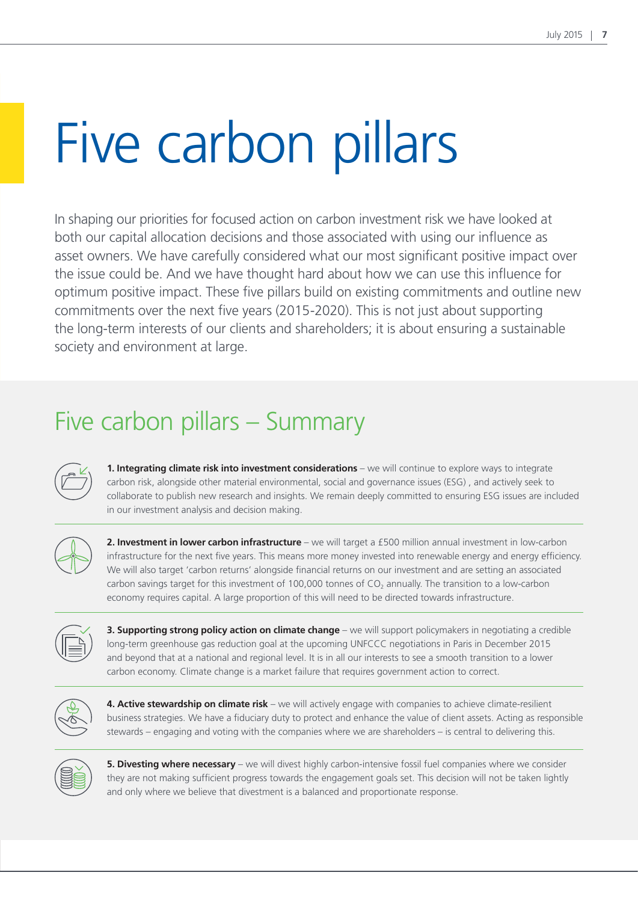# Five carbon pillars

In shaping our priorities for focused action on carbon investment risk we have looked at both our capital allocation decisions and those associated with using our influence as asset owners. We have carefully considered what our most significant positive impact over the issue could be. And we have thought hard about how we can use this influence for optimum positive impact. These five pillars build on existing commitments and outline new commitments over the next five years (2015-2020). This is not just about supporting the long-term interests of our clients and shareholders; it is about ensuring a sustainable society and environment at large.

## Five carbon pillars – Summary

**1. Integrating climate risk into investment considerations** – we will continue to explore ways to integrate carbon risk, alongside other material environmental, social and governance issues (ESG) , and actively seek to collaborate to publish new research and insights. We remain deeply committed to ensuring ESG issues are included in our investment analysis and decision making.

**2. Investment in lower carbon infrastructure** – we will target a £500 million annual investment in low-carbon infrastructure for the next five years. This means more money invested into renewable energy and energy efficiency. We will also target 'carbon returns' alongside financial returns on our investment and are setting an associated carbon savings target for this investment of 100,000 tonnes of $CO_2$ annually. The transition to a low-carbon economy requires capital. A large proportion of this will need to be directed towards infrastructure.

**3. Supporting strong policy action on climate change** – we will support policymakers in negotiating a credible long-term greenhouse gas reduction goal at the upcoming UNFCCC negotiations in Paris in December 2015 and beyond that at a national and regional level. It is in all our interests to see a smooth transition to a lower carbon economy. Climate change is a market failure that requires government action to correct.

**4. Active stewardship on climate risk** – we will actively engage with companies to achieve climate-resilient business strategies. We have a fiduciary duty to protect and enhance the value of client assets. Acting as responsible stewards – engaging and voting with the companies where we are shareholders – is central to delivering this.

**5. Divesting where necessary** – we will divest highly carbon-intensive fossil fuel companies where we consider they are not making sufficient progress towards the engagement goals set. This decision will not be taken lightly and only where we believe that divestment is a balanced and proportionate response.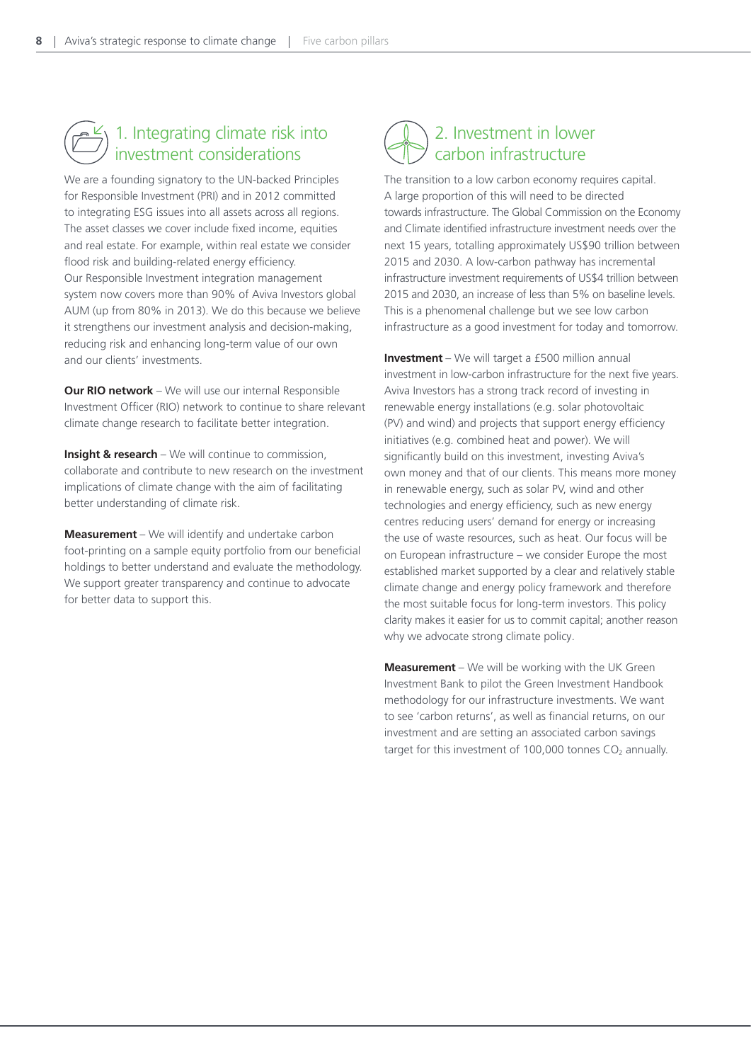## 1. Integrating climate risk into investment considerations

We are a founding signatory to the UN-backed Principles for Responsible Investment (PRI) and in 2012 committed to integrating ESG issues into all assets across all regions. The asset classes we cover include fixed income, equities and real estate. For example, within real estate we consider flood risk and building-related energy efficiency. Our Responsible Investment integration management system now covers more than 90% of Aviva Investors global AUM (up from 80% in 2013). We do this because we believe it strengthens our investment analysis and decision-making, reducing risk and enhancing long-term value of our own and our clients' investments.

**Our RIO network** – We will use our internal Responsible Investment Officer (RIO) network to continue to share relevant climate change research to facilitate better integration.

**Insight & research** – We will continue to commission, collaborate and contribute to new research on the investment implications of climate change with the aim of facilitating better understanding of climate risk.

**Measurement** – We will identify and undertake carbon foot-printing on a sample equity portfolio from our beneficial holdings to better understand and evaluate the methodology. We support greater transparency and continue to advocate for better data to support this.

## 2. Investment in lower carbon infrastructure

The transition to a low carbon economy requires capital. A large proportion of this will need to be directed towards infrastructure. The Global Commission on the Economy and Climate identified infrastructure investment needs over the next 15 years, totalling approximately US$90 trillion between 2015 and 2030. A low-carbon pathway has incremental infrastructure investment requirements of US$4 trillion between 2015 and 2030, an increase of less than 5% on baseline levels. This is a phenomenal challenge but we see low carbon infrastructure as a good investment for today and tomorrow.

**Investment** – We will target a £500 million annual investment in low-carbon infrastructure for the next five years. Aviva Investors has a strong track record of investing in renewable energy installations (e.g. solar photovoltaic (PV) and wind) and projects that support energy efficiency initiatives (e.g. combined heat and power). We will significantly build on this investment, investing Aviva's own money and that of our clients. This means more money in renewable energy, such as solar PV, wind and other technologies and energy efficiency, such as new energy centres reducing users' demand for energy or increasing the use of waste resources, such as heat. Our focus will be on European infrastructure – we consider Europe the most established market supported by a clear and relatively stable climate change and energy policy framework and therefore the most suitable focus for long-term investors. This policy clarity makes it easier for us to commit capital; another reason why we advocate strong climate policy.

**Measurement** – We will be working with the UK Green Investment Bank to pilot the Green Investment Handbook methodology for our infrastructure investments. We want to see 'carbon returns', as well as financial returns, on our investment and are setting an associated carbon savings target for this investment of 100,000 tonnes $CO_2$ annually.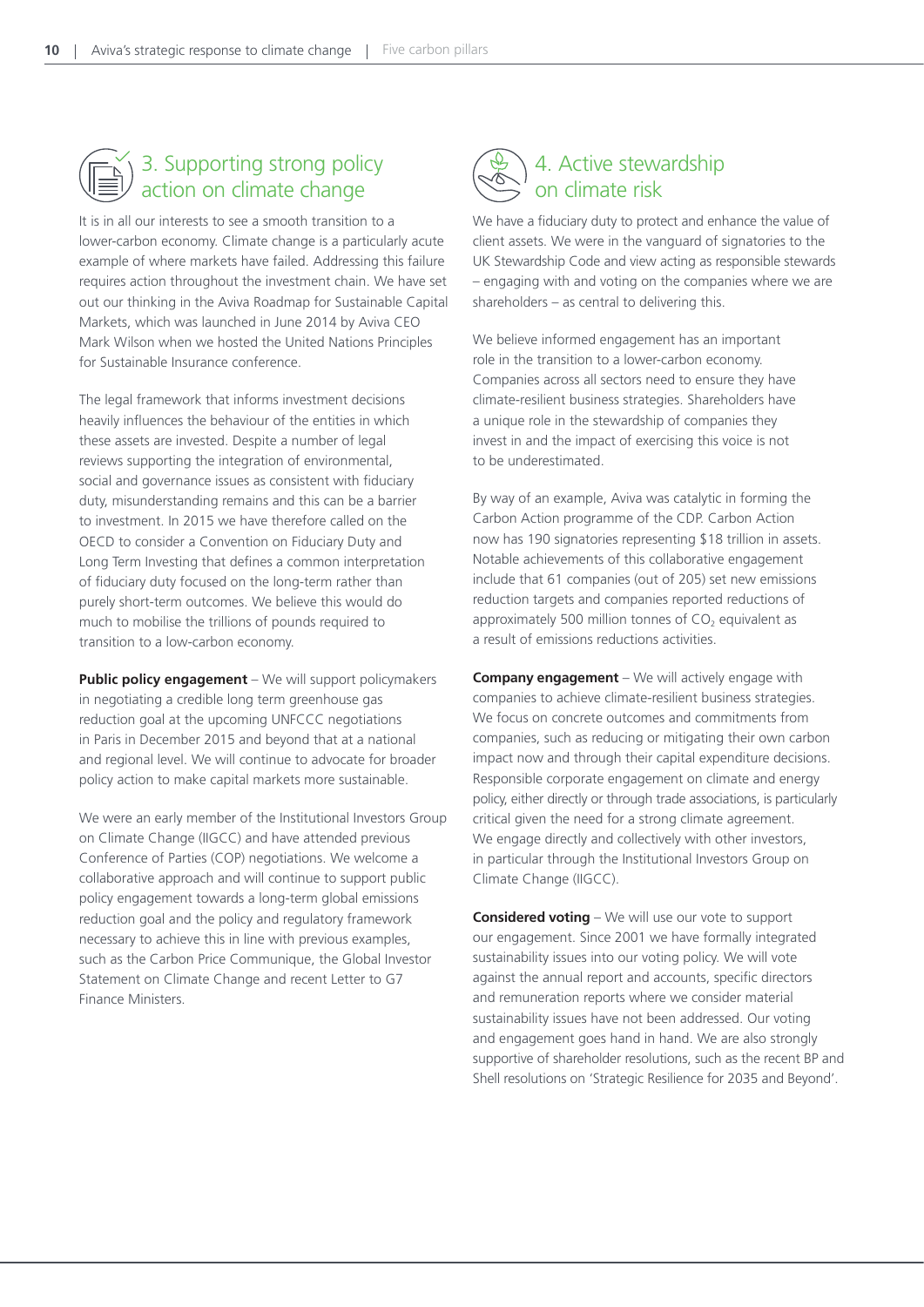## 3. Supporting strong policy action on climate change

It is in all our interests to see a smooth transition to a lower-carbon economy. Climate change is a particularly acute example of where markets have failed. Addressing this failure requires action throughout the investment chain. We have set out our thinking in the Aviva Roadmap for Sustainable Capital Markets, which was launched in June 2014 by Aviva CEO Mark Wilson when we hosted the United Nations Principles for Sustainable Insurance conference.

The legal framework that informs investment decisions heavily influences the behaviour of the entities in which these assets are invested. Despite a number of legal reviews supporting the integration of environmental, social and governance issues as consistent with fiduciary duty, misunderstanding remains and this can be a barrier to investment. In 2015 we have therefore called on the OECD to consider a Convention on Fiduciary Duty and Long Term Investing that defines a common interpretation of fiduciary duty focused on the long-term rather than purely short-term outcomes. We believe this would do much to mobilise the trillions of pounds required to transition to a low-carbon economy.

**Public policy engagement** – We will support policymakers in negotiating a credible long term greenhouse gas reduction goal at the upcoming UNFCCC negotiations in Paris in December 2015 and beyond that at a national and regional level. We will continue to advocate for broader policy action to make capital markets more sustainable.

We were an early member of the Institutional Investors Group on Climate Change (IIGCC) and have attended previous Conference of Parties (COP) negotiations. We welcome a collaborative approach and will continue to support public policy engagement towards a long-term global emissions reduction goal and the policy and regulatory framework necessary to achieve this in line with previous examples, such as the Carbon Price Communique, the Global Investor Statement on Climate Change and recent Letter to G7 Finance Ministers.

## 4. Active stewardship on climate risk

We have a fiduciary duty to protect and enhance the value of client assets. We were in the vanguard of signatories to the UK Stewardship Code and view acting as responsible stewards – engaging with and voting on the companies where we are shareholders – as central to delivering this.

We believe informed engagement has an important role in the transition to a lower-carbon economy. Companies across all sectors need to ensure they have climate-resilient business strategies. Shareholders have a unique role in the stewardship of companies they invest in and the impact of exercising this voice is not to be underestimated.

By way of an example, Aviva was catalytic in forming the Carbon Action programme of the CDP. Carbon Action now has 190 signatories representing $18 trillion in assets. Notable achievements of this collaborative engagement include that 61 companies (out of 205) set new emissions reduction targets and companies reported reductions of approximately 500 million tonnes of $CO_2$ equivalent as a result of emissions reductions activities.

**Company engagement** – We will actively engage with companies to achieve climate-resilient business strategies. We focus on concrete outcomes and commitments from companies, such as reducing or mitigating their own carbon impact now and through their capital expenditure decisions. Responsible corporate engagement on climate and energy policy, either directly or through trade associations, is particularly critical given the need for a strong climate agreement. We engage directly and collectively with other investors, in particular through the Institutional Investors Group on Climate Change (IIGCC).

**Considered voting** – We will use our vote to support our engagement. Since 2001 we have formally integrated sustainability issues into our voting policy. We will vote against the annual report and accounts, specific directors and remuneration reports where we consider material sustainability issues have not been addressed. Our voting and engagement goes hand in hand. We are also strongly supportive of shareholder resolutions, such as the recent BP and Shell resolutions on 'Strategic Resilience for 2035 and Beyond'.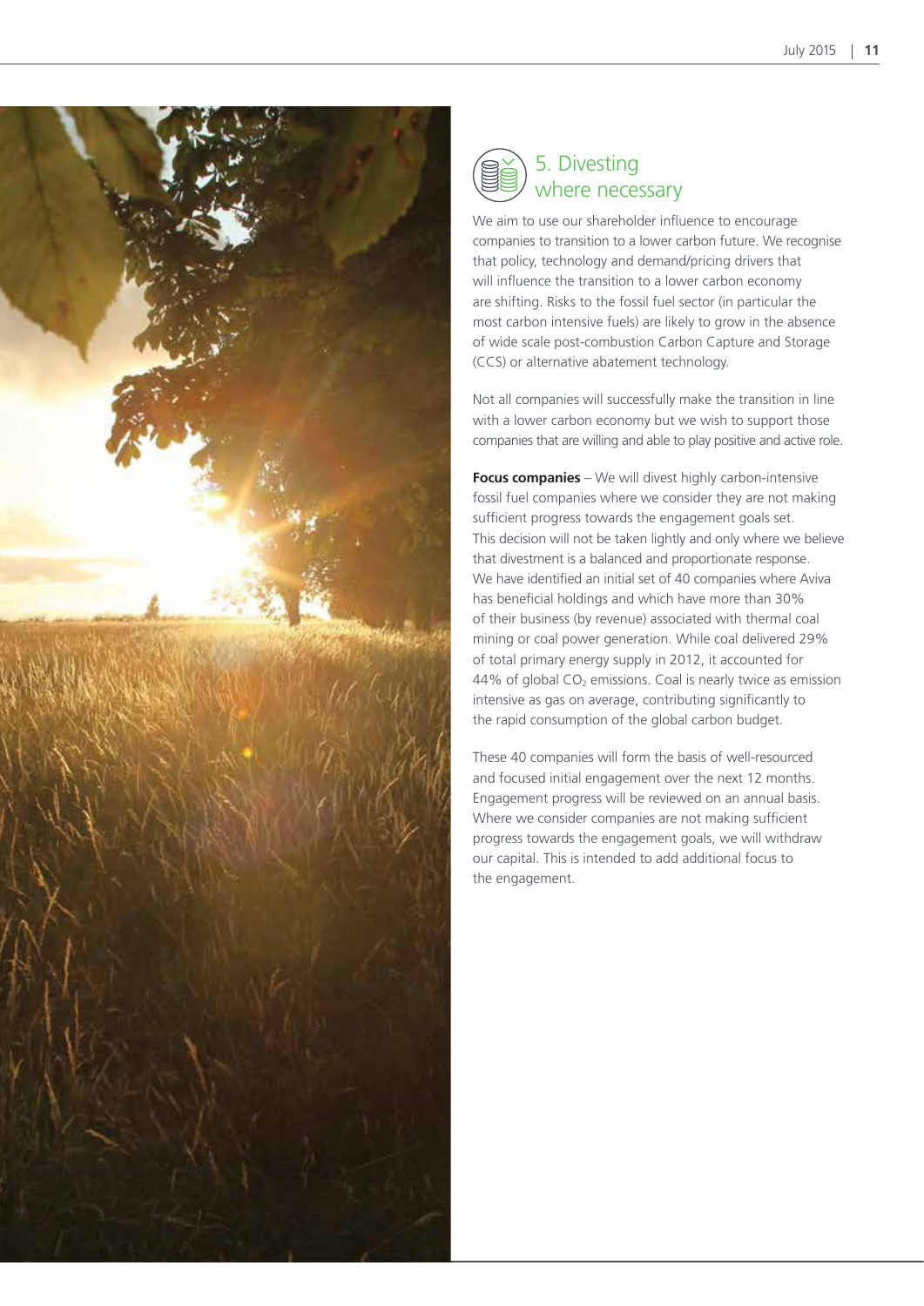## 5. Divesting where necessary

We aim to use our shareholder influence to encourage companies to transition to a lower carbon future. We recognise that policy, technology and demand/pricing drivers that will influence the transition to a lower carbon economy are shifting. Risks to the fossil fuel sector (in particular the most carbon intensive fuels) are likely to grow in the absence of wide scale post-combustion Carbon Capture and Storage (CCS) or alternative abatement technology.

Not all companies will successfully make the transition in line with a lower carbon economy but we wish to support those companies that are willing and able to play positive and active role.

**Focus companies** – We will divest highly carbon-intensive fossil fuel companies where we consider they are not making sufficient progress towards the engagement goals set. This decision will not be taken lightly and only where we believe that divestment is a balanced and proportionate response. We have identified an initial set of 40 companies where Aviva has beneficial holdings and which have more than 30% of their business (by revenue) associated with thermal coal mining or coal power generation. While coal delivered 29% of total primary energy supply in 2012, it accounted for 44% of global $CO_2$ emissions. Coal is nearly twice as emission intensive as gas on average, contributing significantly to the rapid consumption of the global carbon budget.

These 40 companies will form the basis of well-resourced and focused initial engagement over the next 12 months. Engagement progress will be reviewed on an annual basis. Where we consider companies are not making sufficient progress towards the engagement goals, we will withdraw our capital. This is intended to add additional focus to the engagement.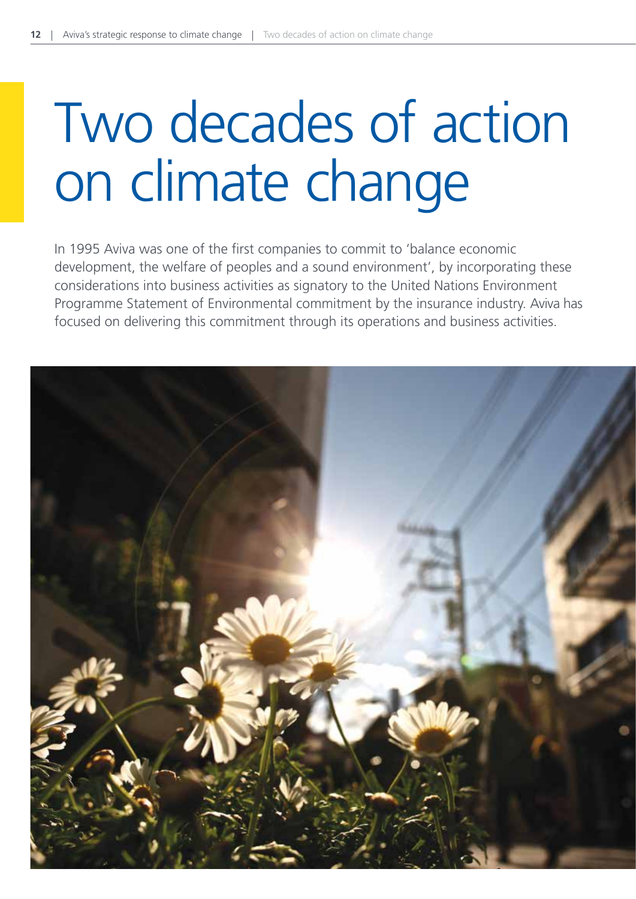# Two decades of action on climate change

In 1995 Aviva was one of the first companies to commit to 'balance economic development, the welfare of peoples and a sound environment', by incorporating these considerations into business activities as signatory to the United Nations Environment Programme Statement of Environmental commitment by the insurance industry. Aviva has focused on delivering this commitment through its operations and business activities.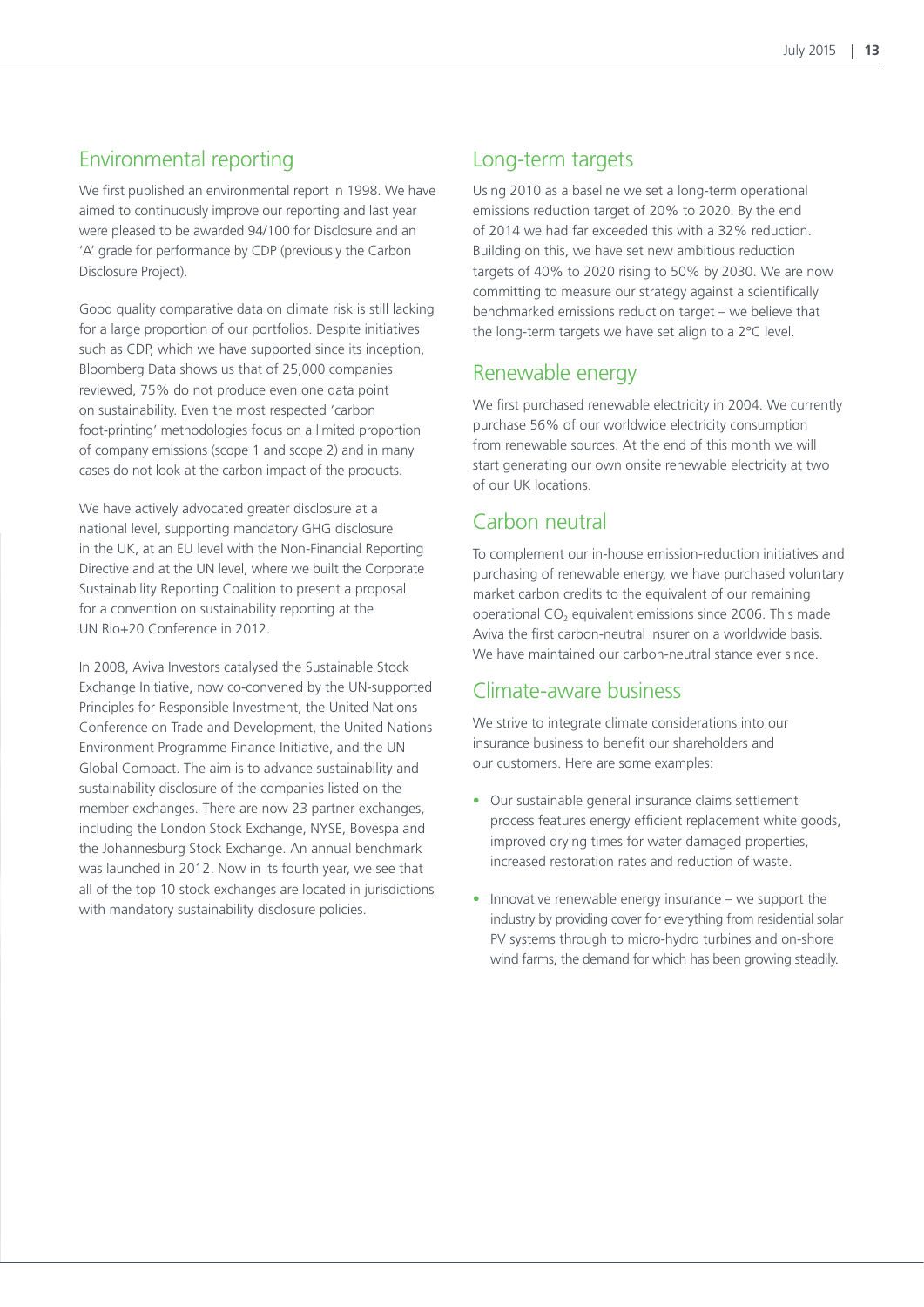## Environmental reporting

We first published an environmental report in 1998. We have aimed to continuously improve our reporting and last year were pleased to be awarded 94/100 for Disclosure and an 'A' grade for performance by CDP (previously the Carbon Disclosure Project).

Good quality comparative data on climate risk is still lacking for a large proportion of our portfolios. Despite initiatives such as CDP, which we have supported since its inception, Bloomberg Data shows us that of 25,000 companies reviewed, 75% do not produce even one data point on sustainability. Even the most respected 'carbon foot-printing' methodologies focus on a limited proportion of company emissions (scope 1 and scope 2) and in many cases do not look at the carbon impact of the products.

We have actively advocated greater disclosure at a national level, supporting mandatory GHG disclosure in the UK, at an EU level with the Non-Financial Reporting Directive and at the UN level, where we built the Corporate Sustainability Reporting Coalition to present a proposal for a convention on sustainability reporting at the UN Rio+20 Conference in 2012.

In 2008, Aviva Investors catalysed the Sustainable Stock Exchange Initiative, now co-convened by the UN-supported Principles for Responsible Investment, the United Nations Conference on Trade and Development, the United Nations Environment Programme Finance Initiative, and the UN Global Compact. The aim is to advance sustainability and sustainability disclosure of the companies listed on the member exchanges. There are now 23 partner exchanges, including the London Stock Exchange, NYSE, Bovespa and the Johannesburg Stock Exchange. An annual benchmark was launched in 2012. Now in its fourth year, we see that all of the top 10 stock exchanges are located in jurisdictions with mandatory sustainability disclosure policies.

## Long-term targets

Using 2010 as a baseline we set a long-term operational emissions reduction target of 20% to 2020. By the end of 2014 we had far exceeded this with a 32% reduction. Building on this, we have set new ambitious reduction targets of 40% to 2020 rising to 50% by 2030. We are now committing to measure our strategy against a scientifically benchmarked emissions reduction target – we believe that the long-term targets we have set align to a 2°C level.

## Renewable energy

We first purchased renewable electricity in 2004. We currently purchase 56% of our worldwide electricity consumption from renewable sources. At the end of this month we will start generating our own onsite renewable electricity at two of our UK locations.

## Carbon neutral

To complement our in-house emission-reduction initiatives and purchasing of renewable energy, we have purchased voluntary market carbon credits to the equivalent of our remaining operational $CO_2$ equivalent emissions since 2006. This made Aviva the first carbon-neutral insurer on a worldwide basis. We have maintained our carbon-neutral stance ever since.

## Climate-aware business

We strive to integrate climate considerations into our insurance business to benefit our shareholders and our customers. Here are some examples:

- Our sustainable general insurance claims settlement process features energy efficient replacement white goods, improved drying times for water damaged properties, increased restoration rates and reduction of waste.
- Innovative renewable energy insurance – we support the industry by providing cover for everything from residential solar PV systems through to micro-hydro turbines and on-shore wind farms, the demand for which has been growing steadily.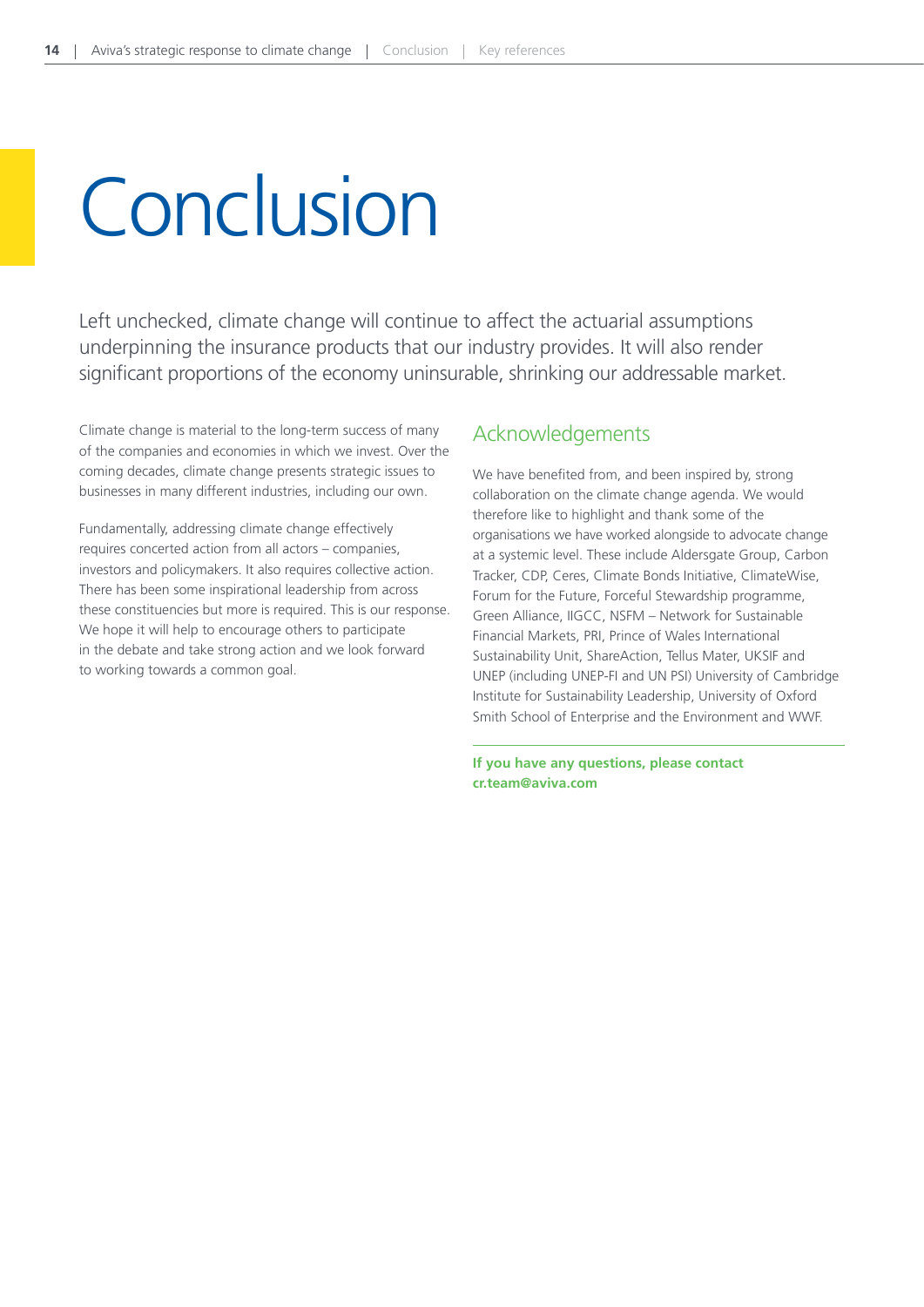# Conclusion

Left unchecked, climate change will continue to affect the actuarial assumptions underpinning the insurance products that our industry provides. It will also render significant proportions of the economy uninsurable, shrinking our addressable market.

Climate change is material to the long-term success of many of the companies and economies in which we invest. Over the coming decades, climate change presents strategic issues to businesses in many different industries, including our own.

Fundamentally, addressing climate change effectively requires concerted action from all actors – companies, investors and policymakers. It also requires collective action. There has been some inspirational leadership from across these constituencies but more is required. This is our response. We hope it will help to encourage others to participate in the debate and take strong action and we look forward to working towards a common goal.

## Acknowledgements

We have benefited from, and been inspired by, strong collaboration on the climate change agenda. We would therefore like to highlight and thank some of the organisations we have worked alongside to advocate change at a systemic level. These include Aldersgate Group, Carbon Tracker, CDP, Ceres, Climate Bonds Initiative, ClimateWise, Forum for the Future, Forceful Stewardship programme, Green Alliance, IIGCC, NSFM – Network for Sustainable Financial Markets, PRI, Prince of Wales International Sustainability Unit, ShareAction, Tellus Mater, UKSIF and UNEP (including UNEP-FI and UN PSI) University of Cambridge Institute for Sustainability Leadership, University of Oxford Smith School of Enterprise and the Environment and WWF.

**If you have any questions, please contact cr.team@aviva.com**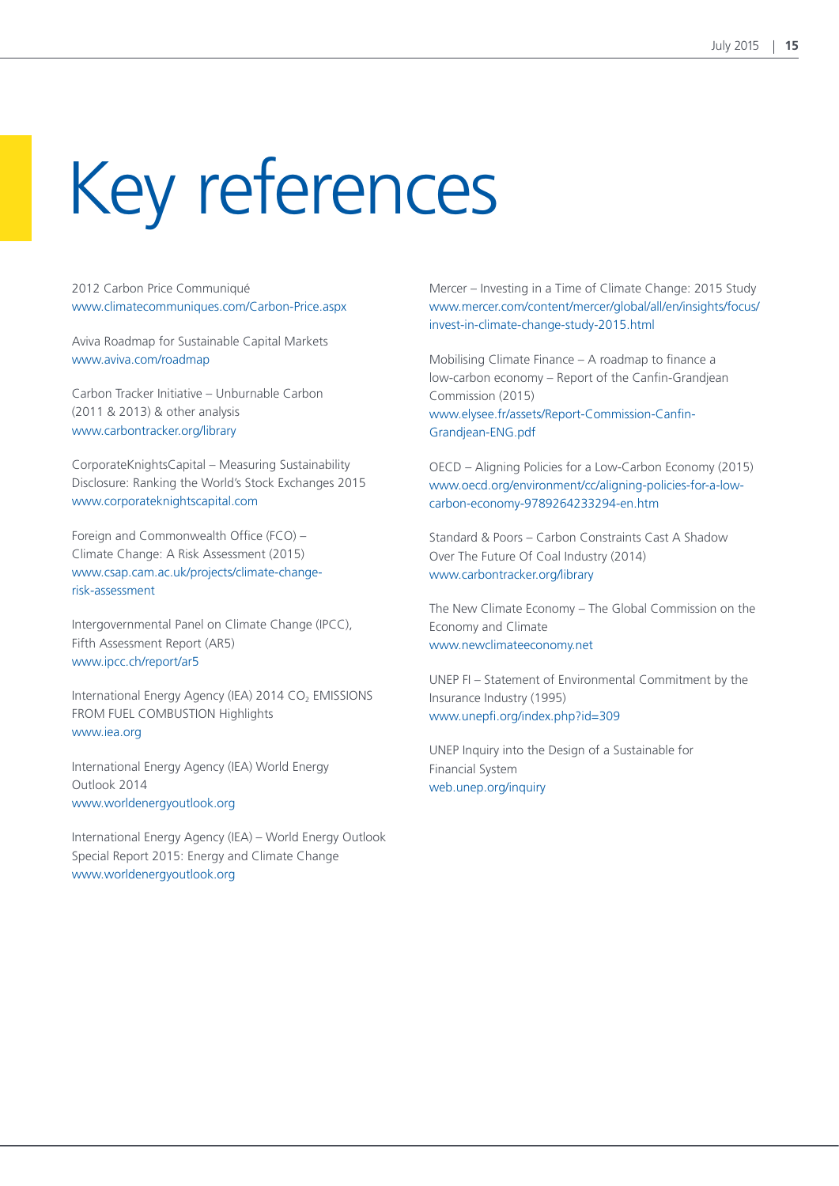# Key references

2012 Carbon Price Communiqué
www.climatecommuniques.com/Carbon-Price.aspx

Aviva Roadmap for Sustainable Capital Markets
www.aviva.com/roadmap

Carbon Tracker Initiative – Unburnable Carbon (2011 & 2013) & other analysis
www.carbontracker.org/library

CorporateKnightsCapital – Measuring Sustainability Disclosure: Ranking the World's Stock Exchanges 2015
www.corporateknightscapital.com

Foreign and Commonwealth Office (FCO) – Climate Change: A Risk Assessment (2015)
www.csap.cam.ac.uk/projects/climate-change-risk-assessment

Intergovernmental Panel on Climate Change (IPCC), Fifth Assessment Report (AR5)
www.ipcc.ch/report/ar5

International Energy Agency (IEA) 2014 $CO_2$ EMISSIONS FROM FUEL COMBUSTION Highlights
www.iea.org

International Energy Agency (IEA) World Energy Outlook 2014
www.worldenergyoutlook.org

International Energy Agency (IEA) – World Energy Outlook Special Report 2015: Energy and Climate Change
www.worldenergyoutlook.org

Mercer – Investing in a Time of Climate Change: 2015 Study
www.mercer.com/content/mercer/global/all/en/insights/focus/invest-in-climate-change-study-2015.html

Mobilising Climate Finance – A roadmap to finance a low-carbon economy – Report of the Canfin-Grandjean Commission (2015)
www.elysee.fr/assets/Report-Commission-Canfin-Grandjean-ENG.pdf

OECD – Aligning Policies for a Low-Carbon Economy (2015)
www.oecd.org/environment/cc/aligning-policies-for-a-low-carbon-economy-9789264233294-en.htm

Standard & Poors – Carbon Constraints Cast A Shadow Over The Future Of Coal Industry (2014)
www.carbontracker.org/library

The New Climate Economy – The Global Commission on the Economy and Climate
www.newclimateeconomy.net

UNEP FI – Statement of Environmental Commitment by the Insurance Industry (1995)
www.unepfi.org/index.php?id=309

UNEP Inquiry into the Design of a Sustainable for Financial System
web.unep.org/inquiry